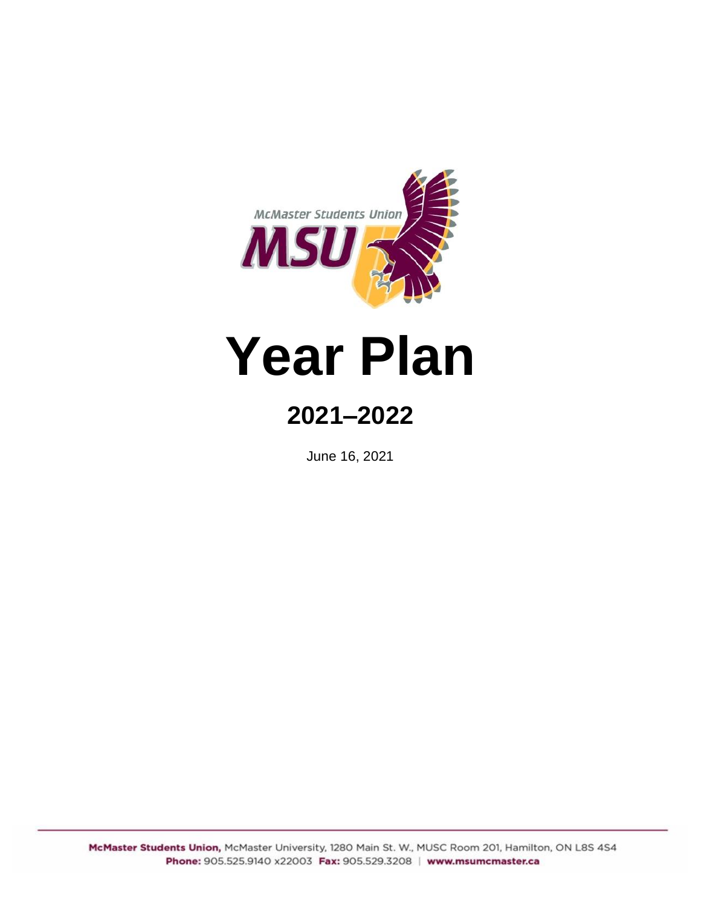# Year Plan

## 2021–2022

June 16, 2021

McMaster Students Union, McMaster University, 1280 Main St. W., MUSC Room 201, Hamilton, ON L8S 4S4
Phone: 905.525.9140 x22003 Fax: 905.529.3208 | www.msumcmaster.ca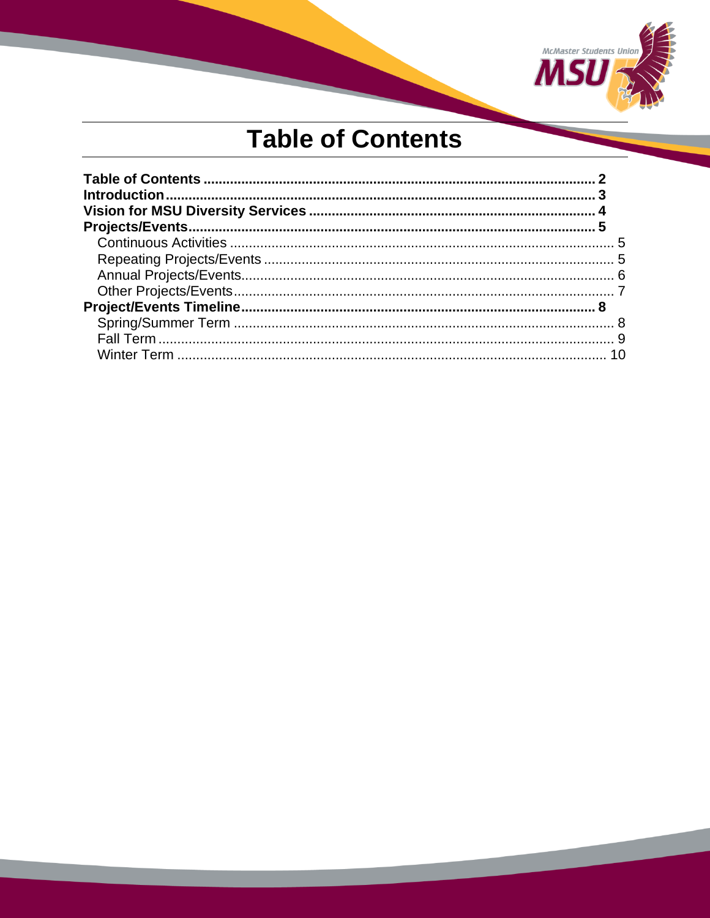# Table of Contents

**Table of Contents** ........ **2**
**Introduction** ........ **3**
**Vision for MSU Diversity Services** ........ **4**
**Projects/Events** ........ **5**
- Continuous Activities ........ 5
- Repeating Projects/Events ........ 5
- Annual Projects/Events ........ 6
- Other Projects/Events ........ 7

**Project/Events Timeline** ........ **8**
- Spring/Summer Term ........ 8
- Fall Term ........ 9
- Winter Term ........ 10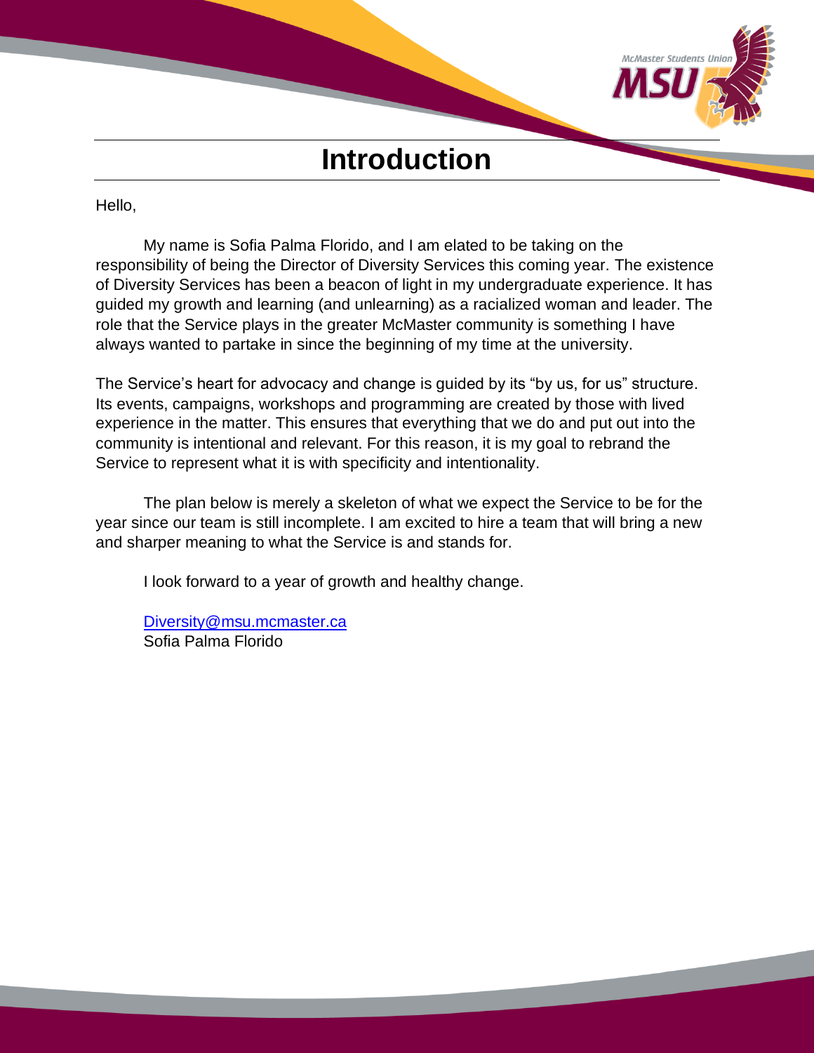# Introduction

Hello,

My name is Sofia Palma Florido, and I am elated to be taking on the responsibility of being the Director of Diversity Services this coming year. The existence of Diversity Services has been a beacon of light in my undergraduate experience. It has guided my growth and learning (and unlearning) as a racialized woman and leader. The role that the Service plays in the greater McMaster community is something I have always wanted to partake in since the beginning of my time at the university.

The Service's heart for advocacy and change is guided by its "by us, for us" structure. Its events, campaigns, workshops and programming are created by those with lived experience in the matter. This ensures that everything that we do and put out into the community is intentional and relevant. For this reason, it is my goal to rebrand the Service to represent what it is with specificity and intentionality.

The plan below is merely a skeleton of what we expect the Service to be for the year since our team is still incomplete. I am excited to hire a team that will bring a new and sharper meaning to what the Service is and stands for.

I look forward to a year of growth and healthy change.

[Diversity@msu.mcmaster.ca](mailto:Diversity@msu.mcmaster.ca)
Sofia Palma Florido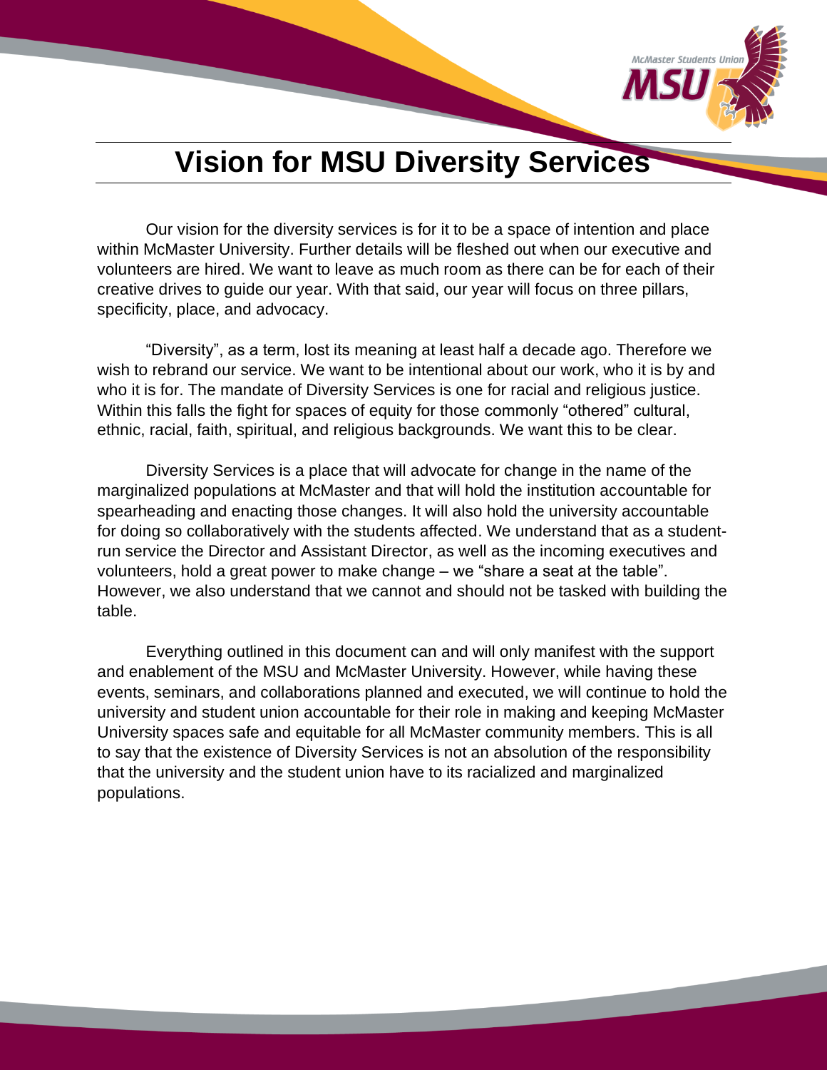# Vision for MSU Diversity Services

Our vision for the diversity services is for it to be a space of intention and place within McMaster University. Further details will be fleshed out when our executive and volunteers are hired. We want to leave as much room as there can be for each of their creative drives to guide our year. With that said, our year will focus on three pillars, specificity, place, and advocacy.

"Diversity", as a term, lost its meaning at least half a decade ago. Therefore we wish to rebrand our service. We want to be intentional about our work, who it is by and who it is for. The mandate of Diversity Services is one for racial and religious justice. Within this falls the fight for spaces of equity for those commonly "othered" cultural, ethnic, racial, faith, spiritual, and religious backgrounds. We want this to be clear.

Diversity Services is a place that will advocate for change in the name of the marginalized populations at McMaster and that will hold the institution accountable for spearheading and enacting those changes. It will also hold the university accountable for doing so collaboratively with the students affected. We understand that as a student-run service the Director and Assistant Director, as well as the incoming executives and volunteers, hold a great power to make change – we "share a seat at the table". However, we also understand that we cannot and should not be tasked with building the table.

Everything outlined in this document can and will only manifest with the support and enablement of the MSU and McMaster University. However, while having these events, seminars, and collaborations planned and executed, we will continue to hold the university and student union accountable for their role in making and keeping McMaster University spaces safe and equitable for all McMaster community members. This is all to say that the existence of Diversity Services is not an absolution of the responsibility that the university and the student union have to its racialized and marginalized populations.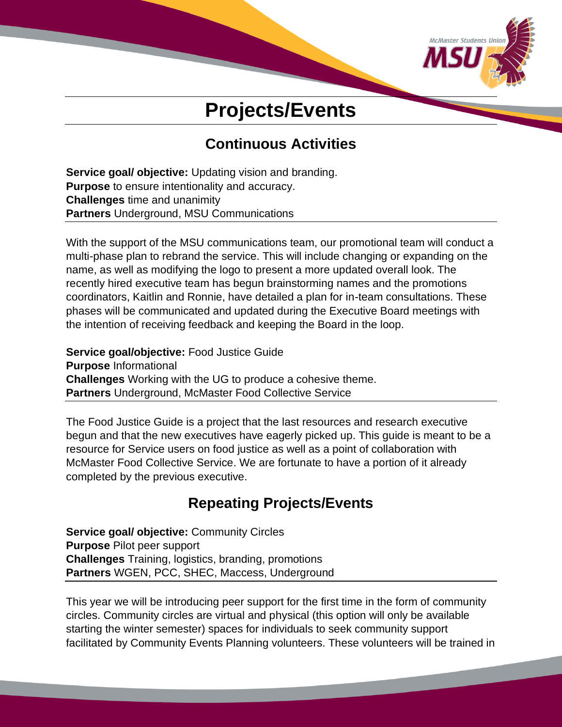# Projects/Events

## Continuous Activities

**Service goal/ objective:** Updating vision and branding.
**Purpose** to ensure intentionality and accuracy.
**Challenges** time and unanimity
**Partners** Underground, MSU Communications

With the support of the MSU communications team, our promotional team will conduct a multi-phase plan to rebrand the service. This will include changing or expanding on the name, as well as modifying the logo to present a more updated overall look. The recently hired executive team has begun brainstorming names and the promotions coordinators, Kaitlin and Ronnie, have detailed a plan for in-team consultations. These phases will be communicated and updated during the Executive Board meetings with the intention of receiving feedback and keeping the Board in the loop.

**Service goal/objective:** Food Justice Guide
**Purpose** Informational
**Challenges** Working with the UG to produce a cohesive theme.
**Partners** Underground, McMaster Food Collective Service

The Food Justice Guide is a project that the last resources and research executive begun and that the new executives have eagerly picked up. This guide is meant to be a resource for Service users on food justice as well as a point of collaboration with McMaster Food Collective Service. We are fortunate to have a portion of it already completed by the previous executive.

## Repeating Projects/Events

**Service goal/ objective:** Community Circles
**Purpose** Pilot peer support
**Challenges** Training, logistics, branding, promotions
**Partners** WGEN, PCC, SHEC, Maccess, Underground

This year we will be introducing peer support for the first time in the form of community circles. Community circles are virtual and physical (this option will only be available starting the winter semester) spaces for individuals to seek community support facilitated by Community Events Planning volunteers. These volunteers will be trained in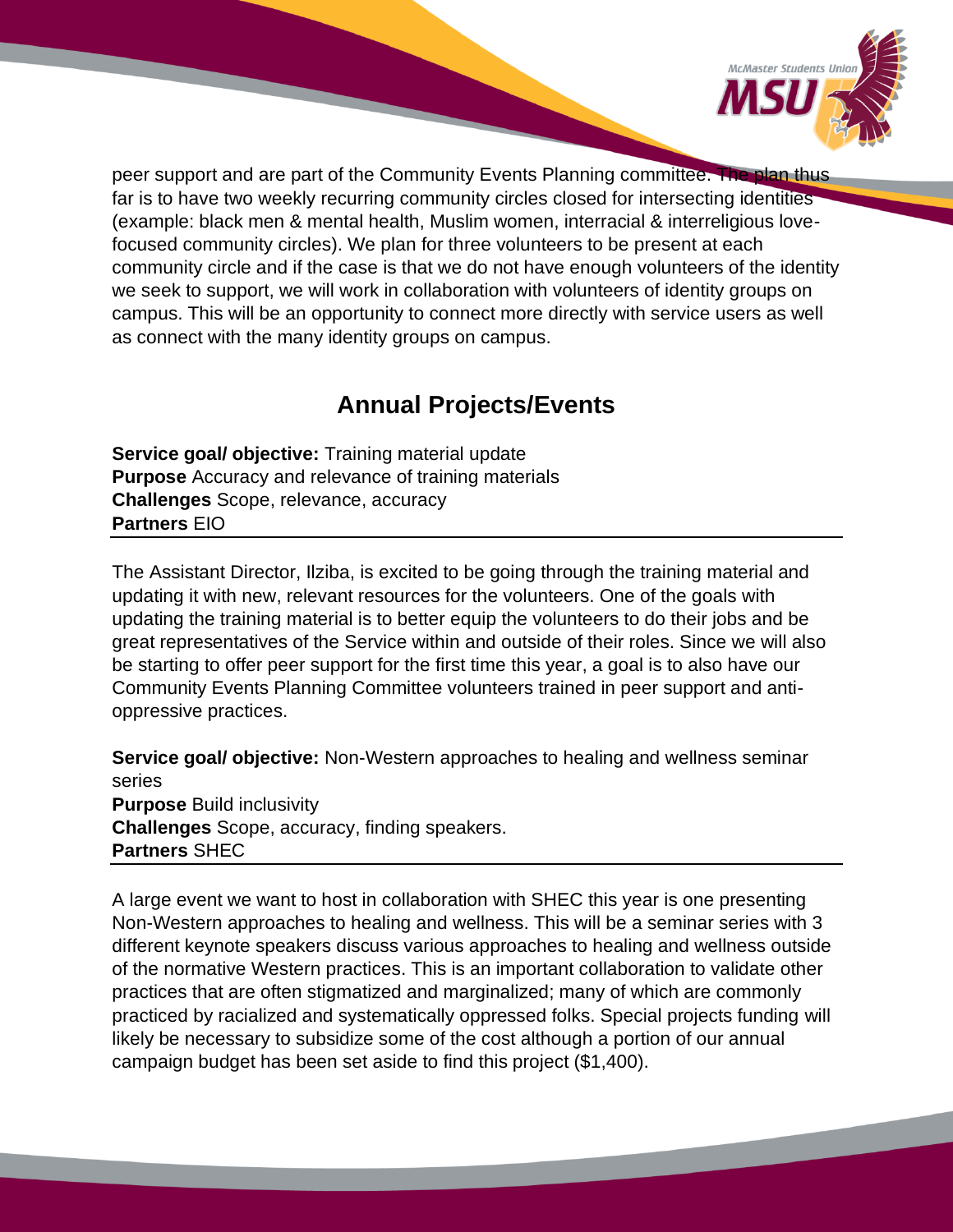peer support and are part of the Community Events Planning committee. The plan thus far is to have two weekly recurring community circles closed for intersecting identities (example: black men & mental health, Muslim women, interracial & interreligious love-focused community circles). We plan for three volunteers to be present at each community circle and if the case is that we do not have enough volunteers of the identity we seek to support, we will work in collaboration with volunteers of identity groups on campus. This will be an opportunity to connect more directly with service users as well as connect with the many identity groups on campus.

## Annual Projects/Events

**Service goal/ objective:** Training material update
**Purpose** Accuracy and relevance of training materials
**Challenges** Scope, relevance, accuracy
**Partners** EIO

The Assistant Director, Ilziba, is excited to be going through the training material and updating it with new, relevant resources for the volunteers. One of the goals with updating the training material is to better equip the volunteers to do their jobs and be great representatives of the Service within and outside of their roles. Since we will also be starting to offer peer support for the first time this year, a goal is to also have our Community Events Planning Committee volunteers trained in peer support and anti-oppressive practices.

**Service goal/ objective:** Non-Western approaches to healing and wellness seminar series
**Purpose** Build inclusivity
**Challenges** Scope, accuracy, finding speakers.
**Partners** SHEC

A large event we want to host in collaboration with SHEC this year is one presenting Non-Western approaches to healing and wellness. This will be a seminar series with 3 different keynote speakers discuss various approaches to healing and wellness outside of the normative Western practices. This is an important collaboration to validate other practices that are often stigmatized and marginalized; many of which are commonly practiced by racialized and systematically oppressed folks. Special projects funding will likely be necessary to subsidize some of the cost although a portion of our annual campaign budget has been set aside to find this project ($1,400).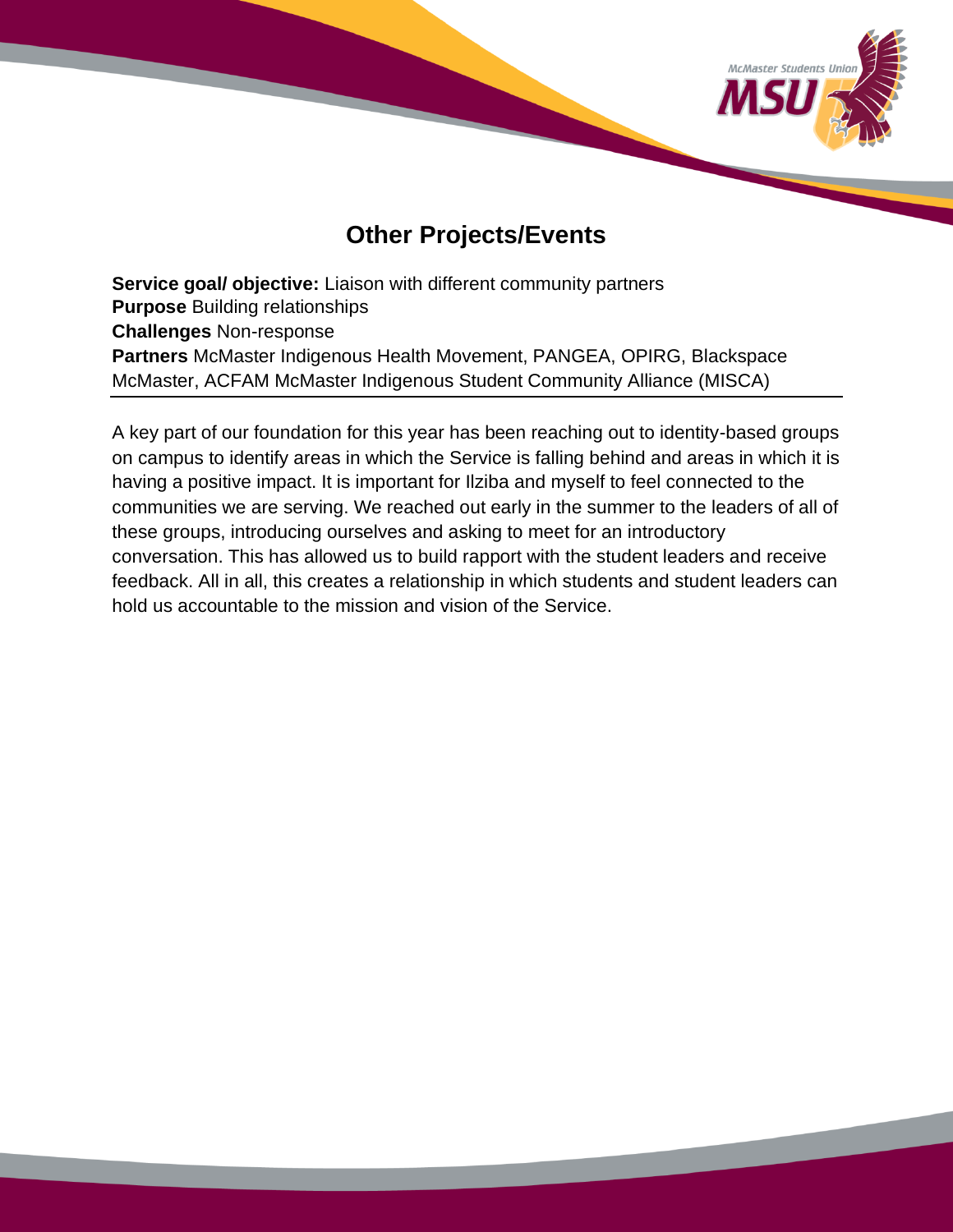## Other Projects/Events

**Service goal/ objective:** Liaison with different community partners
**Purpose** Building relationships
**Challenges** Non-response
**Partners** McMaster Indigenous Health Movement, PANGEA, OPIRG, Blackspace McMaster, ACFAM McMaster Indigenous Student Community Alliance (MISCA)

---

A key part of our foundation for this year has been reaching out to identity-based groups on campus to identify areas in which the Service is falling behind and areas in which it is having a positive impact. It is important for Ilziba and myself to feel connected to the communities we are serving. We reached out early in the summer to the leaders of all of these groups, introducing ourselves and asking to meet for an introductory conversation. This has allowed us to build rapport with the student leaders and receive feedback. All in all, this creates a relationship in which students and student leaders can hold us accountable to the mission and vision of the Service.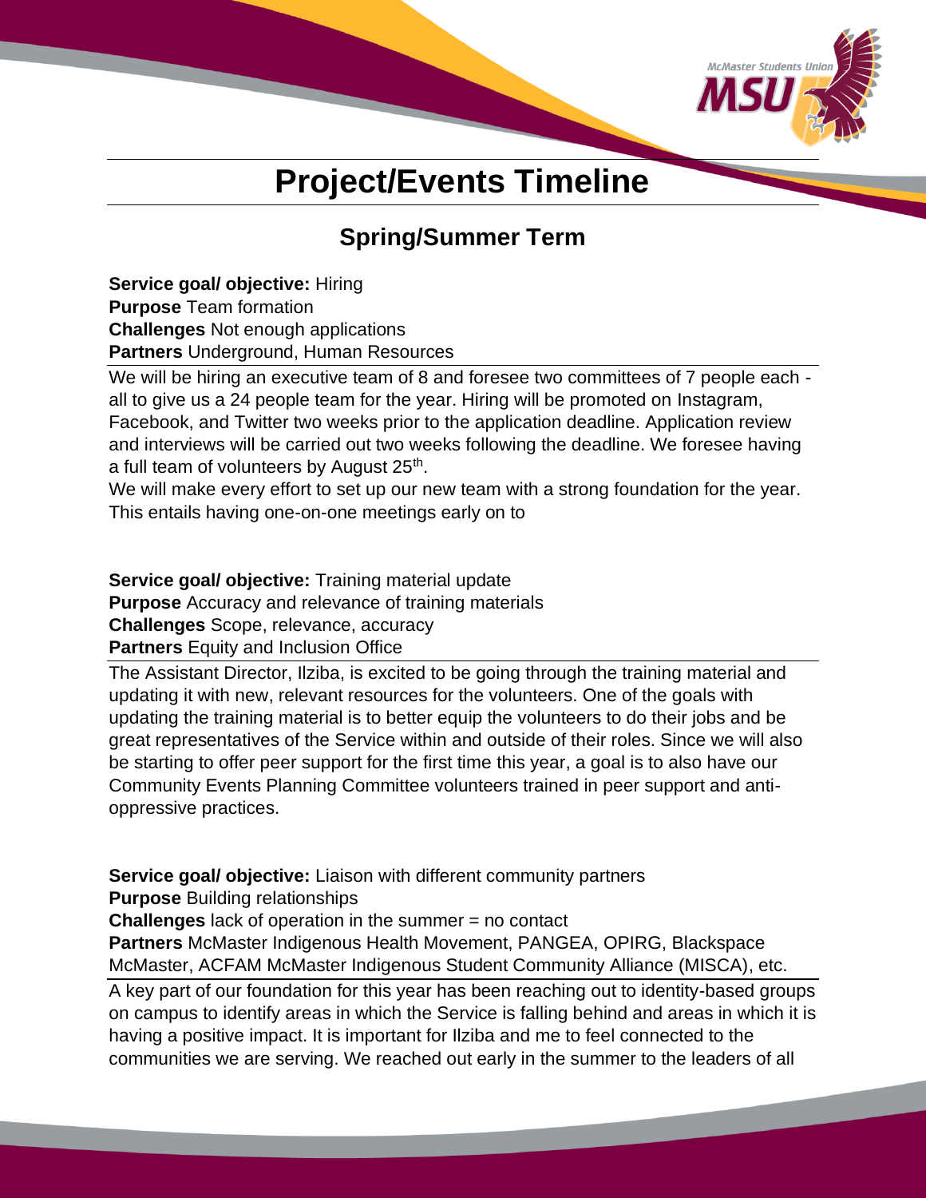# Project/Events Timeline

## Spring/Summer Term

**Service goal/ objective:** Hiring
**Purpose** Team formation
**Challenges** Not enough applications
**Partners** Underground, Human Resources

We will be hiring an executive team of 8 and foresee two committees of 7 people each - all to give us a 24 people team for the year. Hiring will be promoted on Instagram, Facebook, and Twitter two weeks prior to the application deadline. Application review and interviews will be carried out two weeks following the deadline. We foresee having a full team of volunteers by August 25th.
We will make every effort to set up our new team with a strong foundation for the year. This entails having one-on-one meetings early on to

**Service goal/ objective:** Training material update
**Purpose** Accuracy and relevance of training materials
**Challenges** Scope, relevance, accuracy
**Partners** Equity and Inclusion Office

The Assistant Director, Ilziba, is excited to be going through the training material and updating it with new, relevant resources for the volunteers. One of the goals with updating the training material is to better equip the volunteers to do their jobs and be great representatives of the Service within and outside of their roles. Since we will also be starting to offer peer support for the first time this year, a goal is to also have our Community Events Planning Committee volunteers trained in peer support and anti-oppressive practices.

**Service goal/ objective:** Liaison with different community partners
**Purpose** Building relationships
**Challenges** lack of operation in the summer = no contact
**Partners** McMaster Indigenous Health Movement, PANGEA, OPIRG, Blackspace McMaster, ACFAM McMaster Indigenous Student Community Alliance (MISCA), etc.

A key part of our foundation for this year has been reaching out to identity-based groups on campus to identify areas in which the Service is falling behind and areas in which it is having a positive impact. It is important for Ilziba and me to feel connected to the communities we are serving. We reached out early in the summer to the leaders of all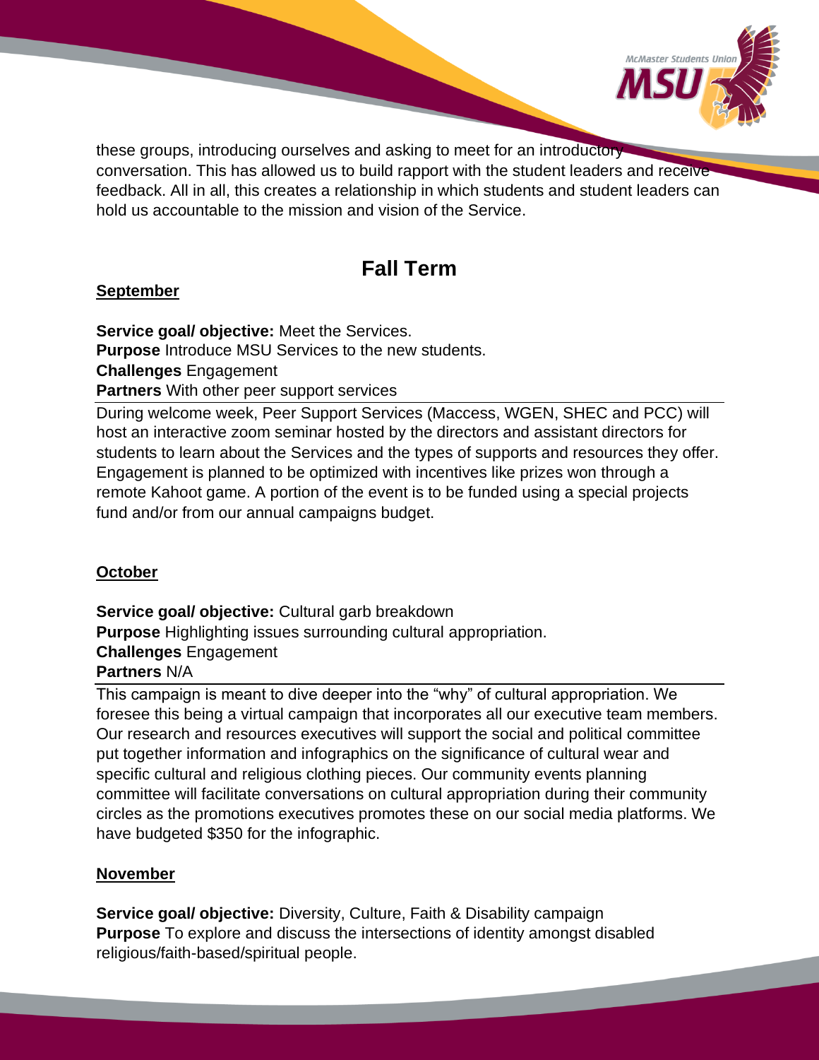these groups, introducing ourselves and asking to meet for an introductory conversation. This has allowed us to build rapport with the student leaders and receive feedback. All in all, this creates a relationship in which students and student leaders can hold us accountable to the mission and vision of the Service.

## Fall Term

### September

**Service goal/ objective:** Meet the Services.
**Purpose** Introduce MSU Services to the new students.
**Challenges** Engagement
**Partners** With other peer support services

During welcome week, Peer Support Services (Maccess, WGEN, SHEC and PCC) will host an interactive zoom seminar hosted by the directors and assistant directors for students to learn about the Services and the types of supports and resources they offer. Engagement is planned to be optimized with incentives like prizes won through a remote Kahoot game. A portion of the event is to be funded using a special projects fund and/or from our annual campaigns budget.

### October

**Service goal/ objective:** Cultural garb breakdown
**Purpose** Highlighting issues surrounding cultural appropriation.
**Challenges** Engagement
**Partners** N/A

This campaign is meant to dive deeper into the "why" of cultural appropriation. We foresee this being a virtual campaign that incorporates all our executive team members. Our research and resources executives will support the social and political committee put together information and infographics on the significance of cultural wear and specific cultural and religious clothing pieces. Our community events planning committee will facilitate conversations on cultural appropriation during their community circles as the promotions executives promotes these on our social media platforms. We have budgeted $350 for the infographic.

### November

**Service goal/ objective:** Diversity, Culture, Faith & Disability campaign
**Purpose** To explore and discuss the intersections of identity amongst disabled religious/faith-based/spiritual people.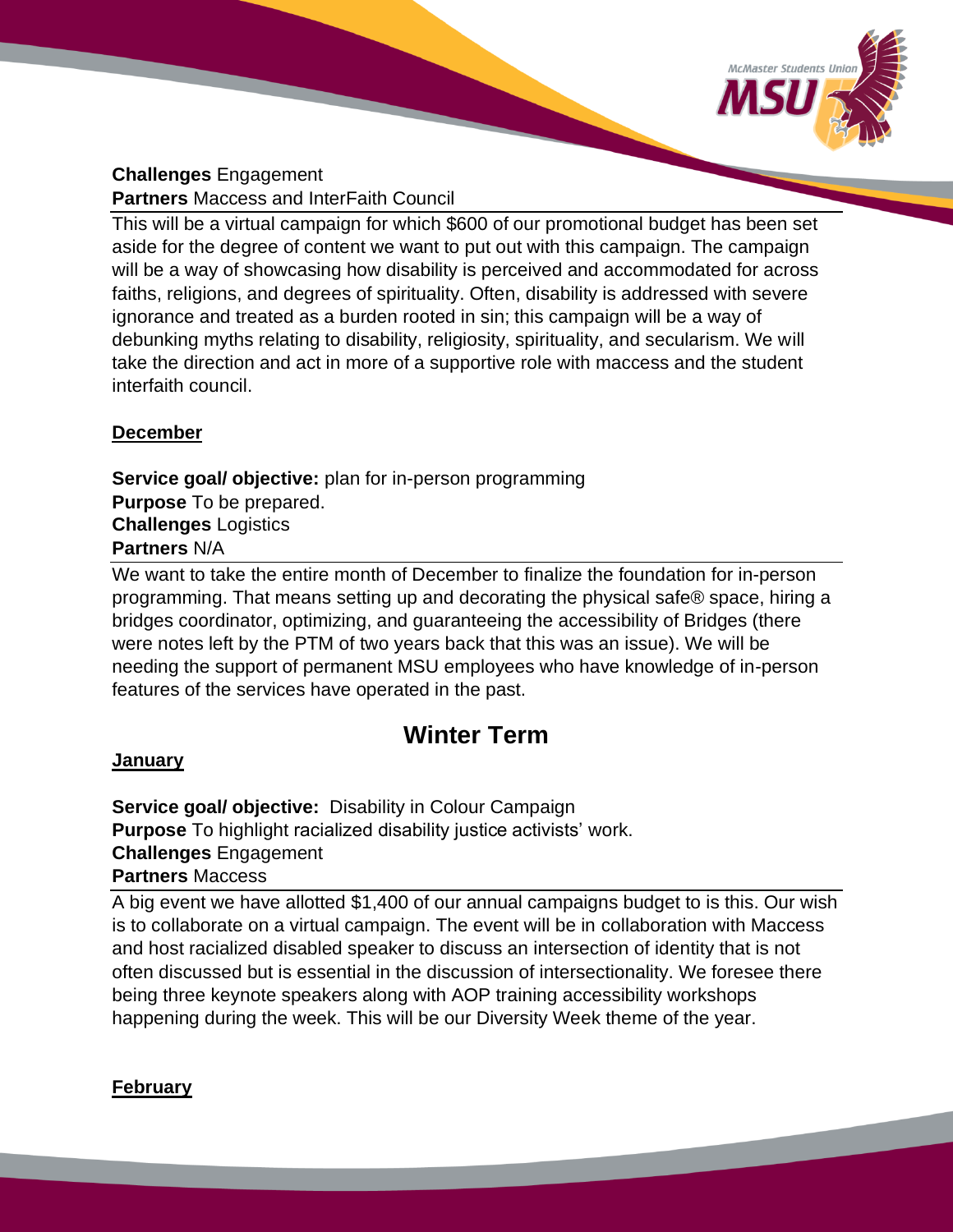**Challenges** Engagement
**Partners** Maccess and InterFaith Council

This will be a virtual campaign for which $600 of our promotional budget has been set aside for the degree of content we want to put out with this campaign. The campaign will be a way of showcasing how disability is perceived and accommodated for across faiths, religions, and degrees of spirituality. Often, disability is addressed with severe ignorance and treated as a burden rooted in sin; this campaign will be a way of debunking myths relating to disability, religiosity, spirituality, and secularism. We will take the direction and act in more of a supportive role with maccess and the student interfaith council.

**December**

**Service goal/ objective:** plan for in-person programming
**Purpose** To be prepared.
**Challenges** Logistics
**Partners** N/A

We want to take the entire month of December to finalize the foundation for in-person programming. That means setting up and decorating the physical safe® space, hiring a bridges coordinator, optimizing, and guaranteeing the accessibility of Bridges (there were notes left by the PTM of two years back that this was an issue). We will be needing the support of permanent MSU employees who have knowledge of in-person features of the services have operated in the past.

## Winter Term

**January**

**Service goal/ objective:** Disability in Colour Campaign
**Purpose** To highlight racialized disability justice activists' work.
**Challenges** Engagement
**Partners** Maccess

A big event we have allotted $1,400 of our annual campaigns budget to is this. Our wish is to collaborate on a virtual campaign. The event will be in collaboration with Maccess and host racialized disabled speaker to discuss an intersection of identity that is not often discussed but is essential in the discussion of intersectionality. We foresee there being three keynote speakers along with AOP training accessibility workshops happening during the week. This will be our Diversity Week theme of the year.

**February**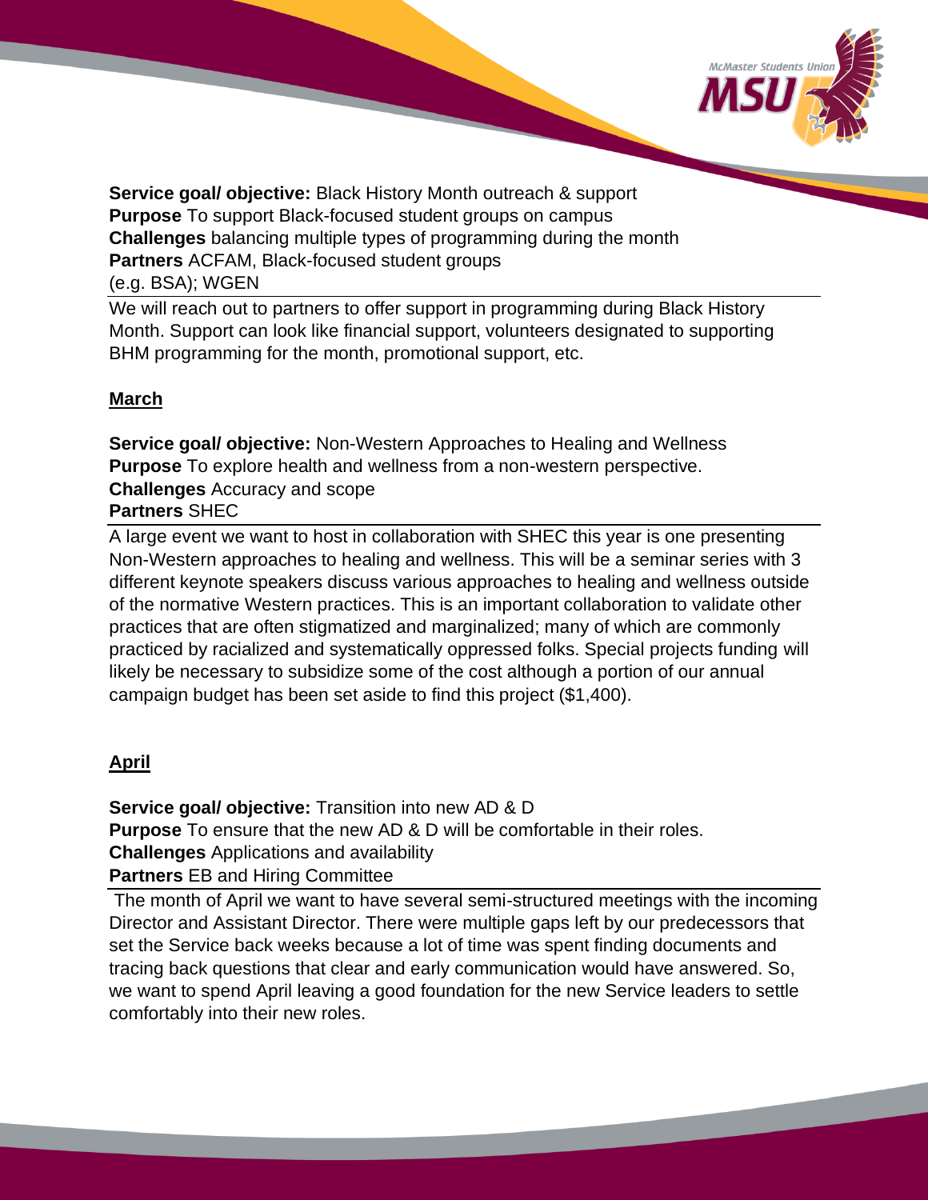**Service goal/ objective:** Black History Month outreach & support
**Purpose** To support Black-focused student groups on campus
**Challenges** balancing multiple types of programming during the month
**Partners** ACFAM, Black-focused student groups
(e.g. BSA); WGEN

We will reach out to partners to offer support in programming during Black History Month. Support can look like financial support, volunteers designated to supporting BHM programming for the month, promotional support, etc.

## March

**Service goal/ objective:** Non-Western Approaches to Healing and Wellness
**Purpose** To explore health and wellness from a non-western perspective.
**Challenges** Accuracy and scope
**Partners** SHEC

A large event we want to host in collaboration with SHEC this year is one presenting Non-Western approaches to healing and wellness. This will be a seminar series with 3 different keynote speakers discuss various approaches to healing and wellness outside of the normative Western practices. This is an important collaboration to validate other practices that are often stigmatized and marginalized; many of which are commonly practiced by racialized and systematically oppressed folks. Special projects funding will likely be necessary to subsidize some of the cost although a portion of our annual campaign budget has been set aside to find this project ($1,400).

## April

**Service goal/ objective:** Transition into new AD & D
**Purpose** To ensure that the new AD & D will be comfortable in their roles.
**Challenges** Applications and availability
**Partners** EB and Hiring Committee

The month of April we want to have several semi-structured meetings with the incoming Director and Assistant Director. There were multiple gaps left by our predecessors that set the Service back weeks because a lot of time was spent finding documents and tracing back questions that clear and early communication would have answered. So, we want to spend April leaving a good foundation for the new Service leaders to settle comfortably into their new roles.